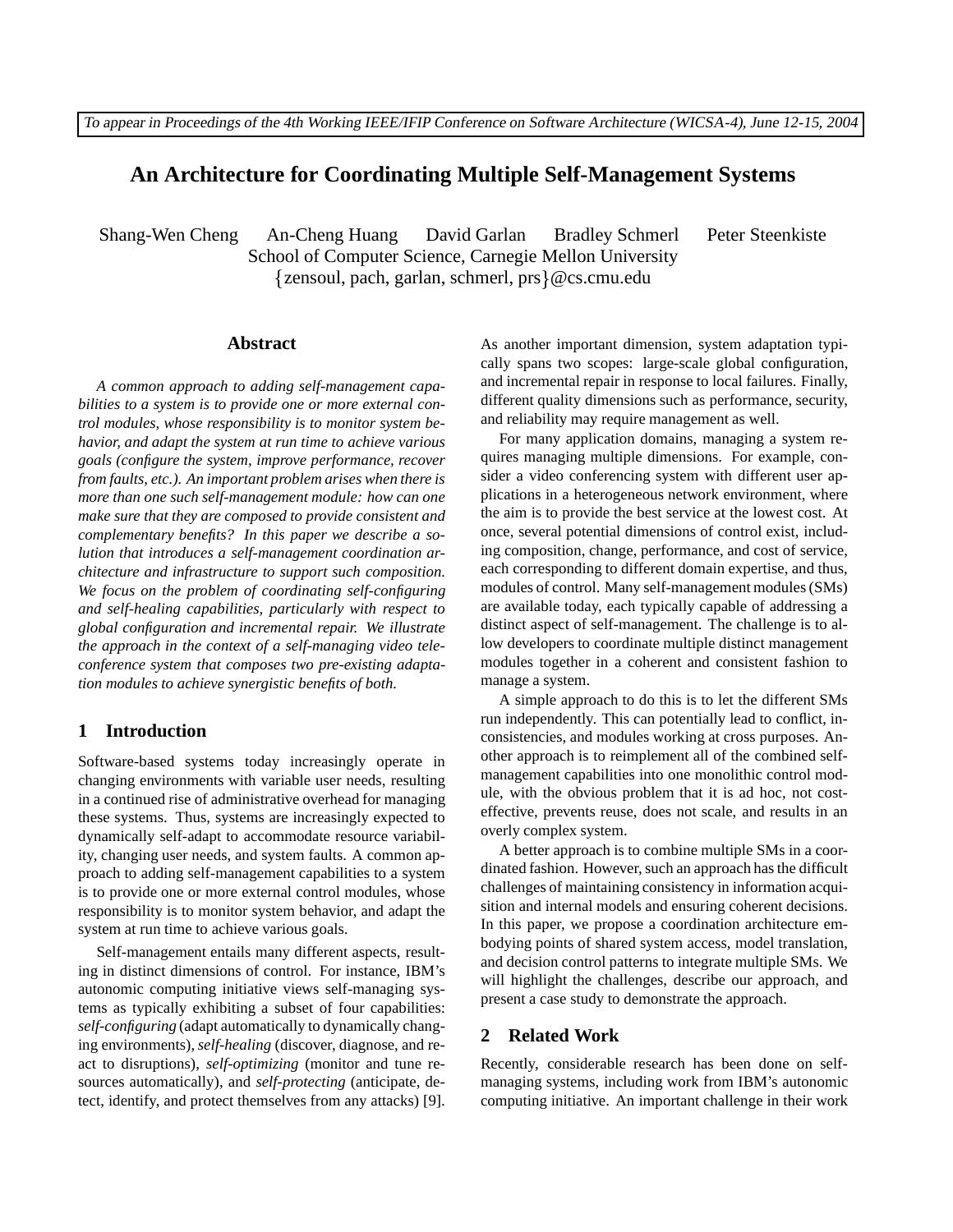*To appear in Proceedings of the 4th Working IEEE/IFIP Conference on Software Architecture (WICSA-4), June 12-15, 2004*

# An Architecture for Coordinating Multiple Self-Management Systems

Shang-Wen Cheng An-Cheng Huang David Garlan Bradley Schmerl Peter Steenkiste
School of Computer Science, Carnegie Mellon University
{zensoul, pach, garlan, schmerl, prs}@cs.cmu.edu

## Abstract

*A common approach to adding self-management capabilities to a system is to provide one or more external control modules, whose responsibility is to monitor system behavior, and adapt the system at run time to achieve various goals (configure the system, improve performance, recover from faults, etc.). An important problem arises when there is more than one such self-management module: how can one make sure that they are composed to provide consistent and complementary benefits? In this paper we describe a solution that introduces a self-management coordination architecture and infrastructure to support such composition. We focus on the problem of coordinating self-configuring and self-healing capabilities, particularly with respect to global configuration and incremental repair. We illustrate the approach in the context of a self-managing video teleconference system that composes two pre-existing adaptation modules to achieve synergistic benefits of both.*

## 1 Introduction

Software-based systems today increasingly operate in changing environments with variable user needs, resulting in a continued rise of administrative overhead for managing these systems. Thus, systems are increasingly expected to dynamically self-adapt to accommodate resource variability, changing user needs, and system faults. A common approach to adding self-management capabilities to a system is to provide one or more external control modules, whose responsibility is to monitor system behavior, and adapt the system at run time to achieve various goals.

Self-management entails many different aspects, resulting in distinct dimensions of control. For instance, IBM's autonomic computing initiative views self-managing systems as typically exhibiting a subset of four capabilities: *self-configuring* (adapt automatically to dynamically changing environments), *self-healing* (discover, diagnose, and react to disruptions), *self-optimizing* (monitor and tune resources automatically), and *self-protecting* (anticipate, detect, identify, and protect themselves from any attacks) [9]. As another important dimension, system adaptation typically spans two scopes: large-scale global configuration, and incremental repair in response to local failures. Finally, different quality dimensions such as performance, security, and reliability may require management as well.

For many application domains, managing a system requires managing multiple dimensions. For example, consider a video conferencing system with different user applications in a heterogeneous network environment, where the aim is to provide the best service at the lowest cost. At once, several potential dimensions of control exist, including composition, change, performance, and cost of service, each corresponding to different domain expertise, and thus, modules of control. Many self-management modules (SMs) are available today, each typically capable of addressing a distinct aspect of self-management. The challenge is to allow developers to coordinate multiple distinct management modules together in a coherent and consistent fashion to manage a system.

A simple approach to do this is to let the different SMs run independently. This can potentially lead to conflict, inconsistencies, and modules working at cross purposes. Another approach is to reimplement all of the combined self-management capabilities into one monolithic control module, with the obvious problem that it is ad hoc, not cost-effective, prevents reuse, does not scale, and results in an overly complex system.

A better approach is to combine multiple SMs in a coordinated fashion. However, such an approach has the difficult challenges of maintaining consistency in information acquisition and internal models and ensuring coherent decisions. In this paper, we propose a coordination architecture embodying points of shared system access, model translation, and decision control patterns to integrate multiple SMs. We will highlight the challenges, describe our approach, and present a case study to demonstrate the approach.

## 2 Related Work

Recently, considerable research has been done on self-managing systems, including work from IBM's autonomic computing initiative. An important challenge in their work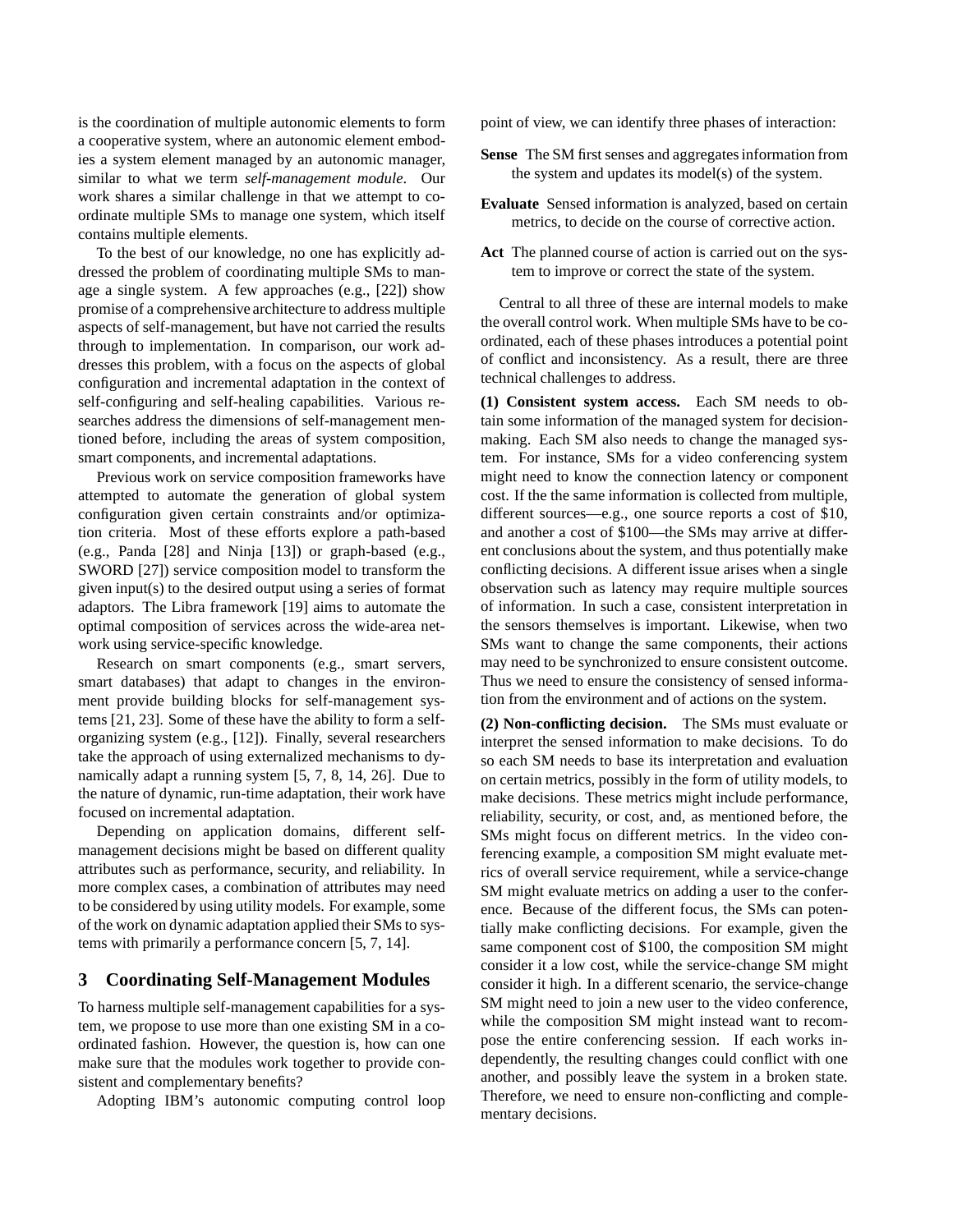is the coordination of multiple autonomic elements to form a cooperative system, where an autonomic element embodies a system element managed by an autonomic manager, similar to what we term *self-management module*. Our work shares a similar challenge in that we attempt to coordinate multiple SMs to manage one system, which itself contains multiple elements.

To the best of our knowledge, no one has explicitly addressed the problem of coordinating multiple SMs to manage a single system. A few approaches (e.g., [22]) show promise of a comprehensive architecture to address multiple aspects of self-management, but have not carried the results through to implementation. In comparison, our work addresses this problem, with a focus on the aspects of global configuration and incremental adaptation in the context of self-configuring and self-healing capabilities. Various researches address the dimensions of self-management mentioned before, including the areas of system composition, smart components, and incremental adaptations.

Previous work on service composition frameworks have attempted to automate the generation of global system configuration given certain constraints and/or optimization criteria. Most of these efforts explore a path-based (e.g., Panda [28] and Ninja [13]) or graph-based (e.g., SWORD [27]) service composition model to transform the given input(s) to the desired output using a series of format adaptors. The Libra framework [19] aims to automate the optimal composition of services across the wide-area network using service-specific knowledge.

Research on smart components (e.g., smart servers, smart databases) that adapt to changes in the environment provide building blocks for self-management systems [21, 23]. Some of these have the ability to form a self-organizing system (e.g., [12]). Finally, several researchers take the approach of using externalized mechanisms to dynamically adapt a running system [5, 7, 8, 14, 26]. Due to the nature of dynamic, run-time adaptation, their work have focused on incremental adaptation.

Depending on application domains, different self-management decisions might be based on different quality attributes such as performance, security, and reliability. In more complex cases, a combination of attributes may need to be considered by using utility models. For example, some of the work on dynamic adaptation applied their SMs to systems with primarily a performance concern [5, 7, 14].

## 3 Coordinating Self-Management Modules

To harness multiple self-management capabilities for a system, we propose to use more than one existing SM in a coordinated fashion. However, the question is, how can one make sure that the modules work together to provide consistent and complementary benefits?

Adopting IBM's autonomic computing control loop point of view, we can identify three phases of interaction:

**Sense** The SM first senses and aggregates information from the system and updates its model(s) of the system.

**Evaluate** Sensed information is analyzed, based on certain metrics, to decide on the course of corrective action.

**Act** The planned course of action is carried out on the system to improve or correct the state of the system.

Central to all three of these are internal models to make the overall control work. When multiple SMs have to be coordinated, each of these phases introduces a potential point of conflict and inconsistency. As a result, there are three technical challenges to address.

**(1) Consistent system access.** Each SM needs to obtain some information of the managed system for decision-making. Each SM also needs to change the managed system. For instance, SMs for a video conferencing system might need to know the connection latency or component cost. If the the same information is collected from multiple, different sources—e.g., one source reports a cost of $10, and another a cost of $100—the SMs may arrive at different conclusions about the system, and thus potentially make conflicting decisions. A different issue arises when a single observation such as latency may require multiple sources of information. In such a case, consistent interpretation in the sensors themselves is important. Likewise, when two SMs want to change the same components, their actions may need to be synchronized to ensure consistent outcome. Thus we need to ensure the consistency of sensed information from the environment and of actions on the system.

**(2) Non-conflicting decision.** The SMs must evaluate or interpret the sensed information to make decisions. To do so each SM needs to base its interpretation and evaluation on certain metrics, possibly in the form of utility models, to make decisions. These metrics might include performance, reliability, security, or cost, and, as mentioned before, the SMs might focus on different metrics. In the video conferencing example, a composition SM might evaluate metrics of overall service requirement, while a service-change SM might evaluate metrics on adding a user to the conference. Because of the different focus, the SMs can potentially make conflicting decisions. For example, given the same component cost of $100, the composition SM might consider it a low cost, while the service-change SM might consider it high. In a different scenario, the service-change SM might need to join a new user to the video conference, while the composition SM might instead want to recompose the entire conferencing session. If each works independently, the resulting changes could conflict with one another, and possibly leave the system in a broken state. Therefore, we need to ensure non-conflicting and complementary decisions.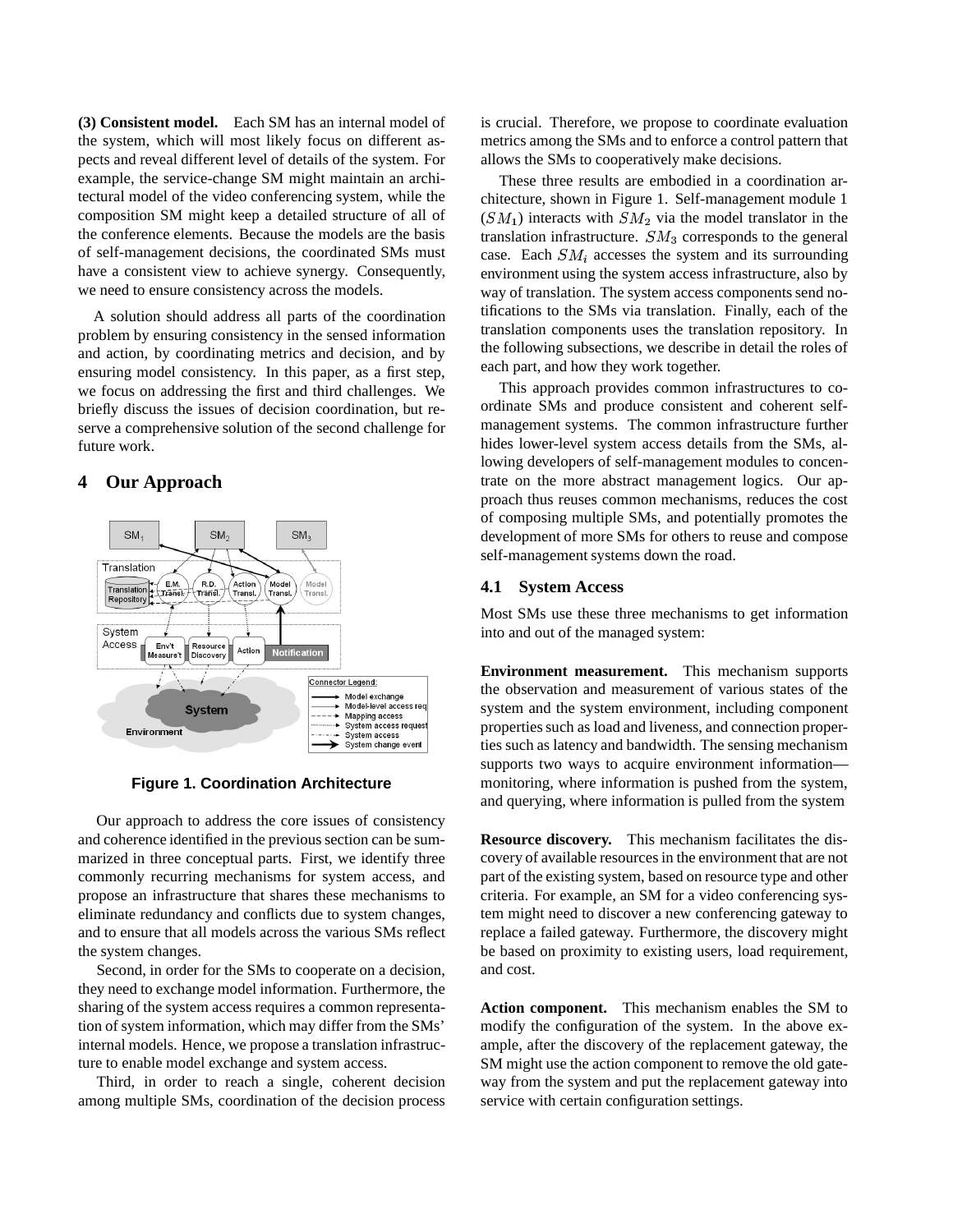**(3) Consistent model.** Each SM has an internal model of the system, which will most likely focus on different aspects and reveal different level of details of the system. For example, the service-change SM might maintain an architectural model of the video conferencing system, while the composition SM might keep a detailed structure of all of the conference elements. Because the models are the basis of self-management decisions, the coordinated SMs must have a consistent view to achieve synergy. Consequently, we need to ensure consistency across the models.

A solution should address all parts of the coordination problem by ensuring consistency in the sensed information and action, by coordinating metrics and decision, and by ensuring model consistency. In this paper, as a first step, we focus on addressing the first and third challenges. We briefly discuss the issues of decision coordination, but reserve a comprehensive solution of the second challenge for future work.

## 4 Our Approach

**Figure 1. Coordination Architecture**

Our approach to address the core issues of consistency and coherence identified in the previous section can be summarized in three conceptual parts. First, we identify three commonly recurring mechanisms for system access, and propose an infrastructure that shares these mechanisms to eliminate redundancy and conflicts due to system changes, and to ensure that all models across the various SMs reflect the system changes.

Second, in order for the SMs to cooperate on a decision, they need to exchange model information. Furthermore, the sharing of the system access requires a common representation of system information, which may differ from the SMs' internal models. Hence, we propose a translation infrastructure to enable model exchange and system access.

Third, in order to reach a single, coherent decision among multiple SMs, coordination of the decision process is crucial. Therefore, we propose to coordinate evaluation metrics among the SMs and to enforce a control pattern that allows the SMs to cooperatively make decisions.

These three results are embodied in a coordination architecture, shown in Figure 1. Self-management module 1 ($SM_1$) interacts with $SM_2$ via the model translator in the translation infrastructure. $SM_3$ corresponds to the general case. Each $SM_i$ accesses the system and its surrounding environment using the system access infrastructure, also by way of translation. The system access components send notifications to the SMs via translation. Finally, each of the translation components uses the translation repository. In the following subsections, we describe in detail the roles of each part, and how they work together.

This approach provides common infrastructures to coordinate SMs and produce consistent and coherent self-management systems. The common infrastructure further hides lower-level system access details from the SMs, allowing developers of self-management modules to concentrate on the more abstract management logics. Our approach thus reuses common mechanisms, reduces the cost of composing multiple SMs, and potentially promotes the development of more SMs for others to reuse and compose self-management systems down the road.

### 4.1 System Access

Most SMs use these three mechanisms to get information into and out of the managed system:

**Environment measurement.** This mechanism supports the observation and measurement of various states of the system and the system environment, including component properties such as load and liveness, and connection properties such as latency and bandwidth. The sensing mechanism supports two ways to acquire environment information—monitoring, where information is pushed from the system, and querying, where information is pulled from the system

**Resource discovery.** This mechanism facilitates the discovery of available resources in the environment that are not part of the existing system, based on resource type and other criteria. For example, an SM for a video conferencing system might need to discover a new conferencing gateway to replace a failed gateway. Furthermore, the discovery might be based on proximity to existing users, load requirement, and cost.

**Action component.** This mechanism enables the SM to modify the configuration of the system. In the above example, after the discovery of the replacement gateway, the SM might use the action component to remove the old gateway from the system and put the replacement gateway into service with certain configuration settings.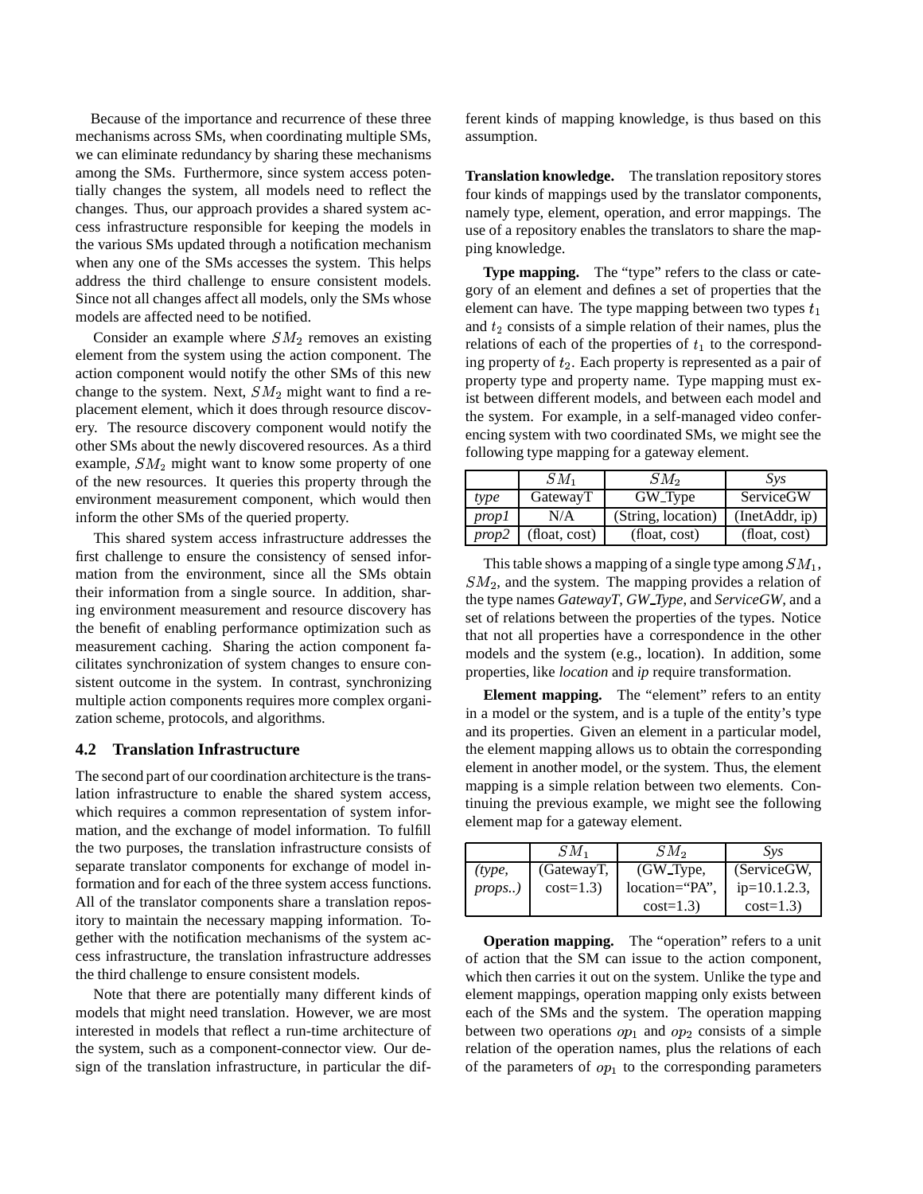Because of the importance and recurrence of these three mechanisms across SMs, when coordinating multiple SMs, we can eliminate redundancy by sharing these mechanisms among the SMs. Furthermore, since system access potentially changes the system, all models need to reflect the changes. Thus, our approach provides a shared system access infrastructure responsible for keeping the models in the various SMs updated through a notification mechanism when any one of the SMs accesses the system. This helps address the third challenge to ensure consistent models. Since not all changes affect all models, only the SMs whose models are affected need to be notified.

Consider an example where $SM_2$ removes an existing element from the system using the action component. The action component would notify the other SMs of this new change to the system. Next, $SM_2$ might want to find a replacement element, which it does through resource discovery. The resource discovery component would notify the other SMs about the newly discovered resources. As a third example, $SM_2$ might want to know some property of one of the new resources. It queries this property through the environment measurement component, which would then inform the other SMs of the queried property.

This shared system access infrastructure addresses the first challenge to ensure the consistency of sensed information from the environment, since all the SMs obtain their information from a single source. In addition, sharing environment measurement and resource discovery has the benefit of enabling performance optimization such as measurement caching. Sharing the action component facilitates synchronization of system changes to ensure consistent outcome in the system. In contrast, synchronizing multiple action components requires more complex organization scheme, protocols, and algorithms.

### 4.2 Translation Infrastructure

The second part of our coordination architecture is the translation infrastructure to enable the shared system access, which requires a common representation of system information, and the exchange of model information. To fulfill the two purposes, the translation infrastructure consists of separate translator components for exchange of model information and for each of the three system access functions. All of the translator components share a translation repository to maintain the necessary mapping information. Together with the notification mechanisms of the system access infrastructure, the translation infrastructure addresses the third challenge to ensure consistent models.

Note that there are potentially many different kinds of models that might need translation. However, we are most interested in models that reflect a run-time architecture of the system, such as a component-connector view. Our design of the translation infrastructure, in particular the different kinds of mapping knowledge, is thus based on this assumption.

**Translation knowledge.** The translation repository stores four kinds of mappings used by the translator components, namely type, element, operation, and error mappings. The use of a repository enables the translators to share the mapping knowledge.

**Type mapping.** The "type" refers to the class or category of an element and defines a set of properties that the element can have. The type mapping between two types $t_1$ and $t_2$ consists of a simple relation of their names, plus the relations of each of the properties of $t_1$ to the corresponding property of $t_2$. Each property is represented as a pair of property type and property name. Type mapping must exist between different models, and between each model and the system. For example, in a self-managed video conferencing system with two coordinated SMs, we might see the following type mapping for a gateway element.

| | $SM_1$ | $SM_2$ | *Sys* |
|---|---|---|---|
| *type* | GatewayT | GW_Type | ServiceGW |
| *prop1* | N/A | (String, location) | (InetAddr, ip) |
| *prop2* | (float, cost) | (float, cost) | (float, cost) |

This table shows a mapping of a single type among $SM_1$, $SM_2$, and the system. The mapping provides a relation of the type names *GatewayT*, *GW_Type*, and *ServiceGW*, and a set of relations between the properties of the types. Notice that not all properties have a correspondence in the other models and the system (e.g., location). In addition, some properties, like *location* and *ip* require transformation.

**Element mapping.** The "element" refers to an entity in a model or the system, and is a tuple of the entity's type and its properties. Given an element in a particular model, the element mapping allows us to obtain the corresponding element in another model, or the system. Thus, the element mapping is a simple relation between two elements. Continuing the previous example, we might see the following element map for a gateway element.

| | $SM_1$ | $SM_2$ | *Sys* |
|---|---|---|---|
| *(type, props..)* | (GatewayT, cost=1.3) | (GW_Type, location="PA", cost=1.3) | (ServiceGW, ip=10.1.2.3, cost=1.3) |

**Operation mapping.** The "operation" refers to a unit of action that the SM can issue to the action component, which then carries it out on the system. Unlike the type and element mappings, operation mapping only exists between each of the SMs and the system. The operation mapping between two operations $op_1$ and $op_2$ consists of a simple relation of the operation names, plus the relations of each of the parameters of $op_1$ to the corresponding parameters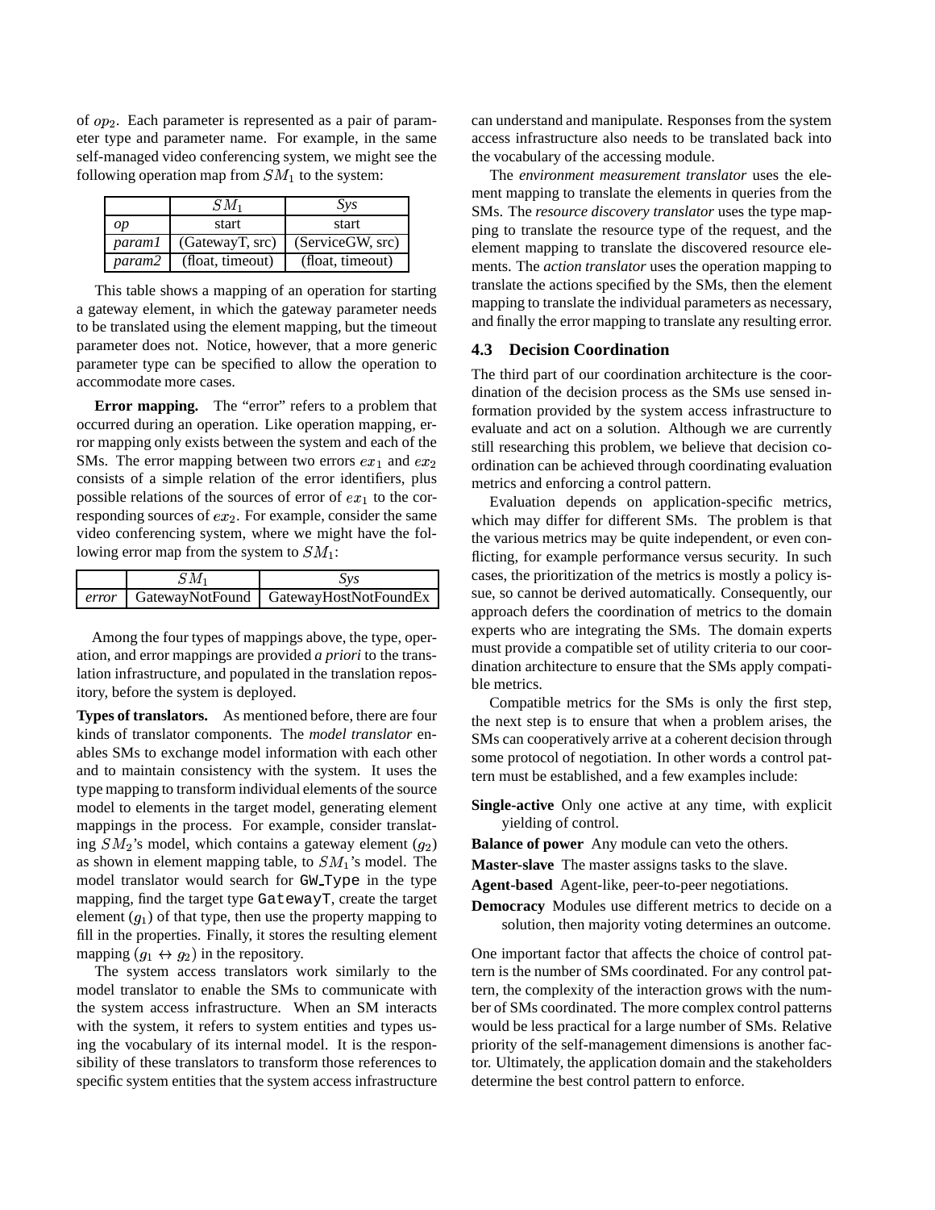of $op_2$. Each parameter is represented as a pair of parameter type and parameter name. For example, in the same self-managed video conferencing system, we might see the following operation map from $SM_1$ to the system:

| | $SM_1$ | *Sys* |
|---|---|---|
| *op* | start | start |
| *param1* | (GatewayT, src) | (ServiceGW, src) |
| *param2* | (float, timeout) | (float, timeout) |

This table shows a mapping of an operation for starting a gateway element, in which the gateway parameter needs to be translated using the element mapping, but the timeout parameter does not. Notice, however, that a more generic parameter type can be specified to allow the operation to accommodate more cases.

**Error mapping.** The "error" refers to a problem that occurred during an operation. Like operation mapping, error mapping only exists between the system and each of the SMs. The error mapping between two errors $ex_1$ and $ex_2$ consists of a simple relation of the error identifiers, plus possible relations of the sources of error of $ex_1$ to the corresponding sources of $ex_2$. For example, consider the same video conferencing system, where we might have the following error map from the system to $SM_1$:

| | $SM_1$ | *Sys* |
|---|---|---|
| *error* | GatewayNotFound | GatewayHostNotFoundEx |

Among the four types of mappings above, the type, operation, and error mappings are provided *a priori* to the translation infrastructure, and populated in the translation repository, before the system is deployed.

**Types of translators.** As mentioned before, there are four kinds of translator components. The *model translator* enables SMs to exchange model information with each other and to maintain consistency with the system. It uses the type mapping to transform individual elements of the source model to elements in the target model, generating element mappings in the process. For example, consider translating $SM_2$'s model, which contains a gateway element ($g_2$) as shown in element mapping table, to $SM_1$'s model. The model translator would search for `GW_Type` in the type mapping, find the target type `GatewayT`, create the target element ($g_1$) of that type, then use the property mapping to fill in the properties. Finally, it stores the resulting element mapping ($g_1 \leftrightarrow g_2$) in the repository.

The system access translators work similarly to the model translator to enable the SMs to communicate with the system access infrastructure. When an SM interacts with the system, it refers to system entities and types using the vocabulary of its internal model. It is the responsibility of these translators to transform those references to specific system entities that the system access infrastructure can understand and manipulate. Responses from the system access infrastructure also needs to be translated back into the vocabulary of the accessing module.

The *environment measurement translator* uses the element mapping to translate the elements in queries from the SMs. The *resource discovery translator* uses the type mapping to translate the resource type of the request, and the element mapping to translate the discovered resource elements. The *action translator* uses the operation mapping to translate the actions specified by the SMs, then the element mapping to translate the individual parameters as necessary, and finally the error mapping to translate any resulting error.

### 4.3 Decision Coordination

The third part of our coordination architecture is the coordination of the decision process as the SMs use sensed information provided by the system access infrastructure to evaluate and act on a solution. Although we are currently still researching this problem, we believe that decision coordination can be achieved through coordinating evaluation metrics and enforcing a control pattern.

Evaluation depends on application-specific metrics, which may differ for different SMs. The problem is that the various metrics may be quite independent, or even conflicting, for example performance versus security. In such cases, the prioritization of the metrics is mostly a policy issue, so cannot be derived automatically. Consequently, our approach defers the coordination of metrics to the domain experts who are integrating the SMs. The domain experts must provide a compatible set of utility criteria to our coordination architecture to ensure that the SMs apply compatible metrics.

Compatible metrics for the SMs is only the first step, the next step is to ensure that when a problem arises, the SMs can cooperatively arrive at a coherent decision through some protocol of negotiation. In other words a control pattern must be established, and a few examples include:

**Single-active** Only one active at any time, with explicit yielding of control.

**Balance of power** Any module can veto the others.

**Master-slave** The master assigns tasks to the slave.

**Agent-based** Agent-like, peer-to-peer negotiations.

**Democracy** Modules use different metrics to decide on a solution, then majority voting determines an outcome.

One important factor that affects the choice of control pattern is the number of SMs coordinated. For any control pattern, the complexity of the interaction grows with the number of SMs coordinated. The more complex control patterns would be less practical for a large number of SMs. Relative priority of the self-management dimensions is another factor. Ultimately, the application domain and the stakeholders determine the best control pattern to enforce.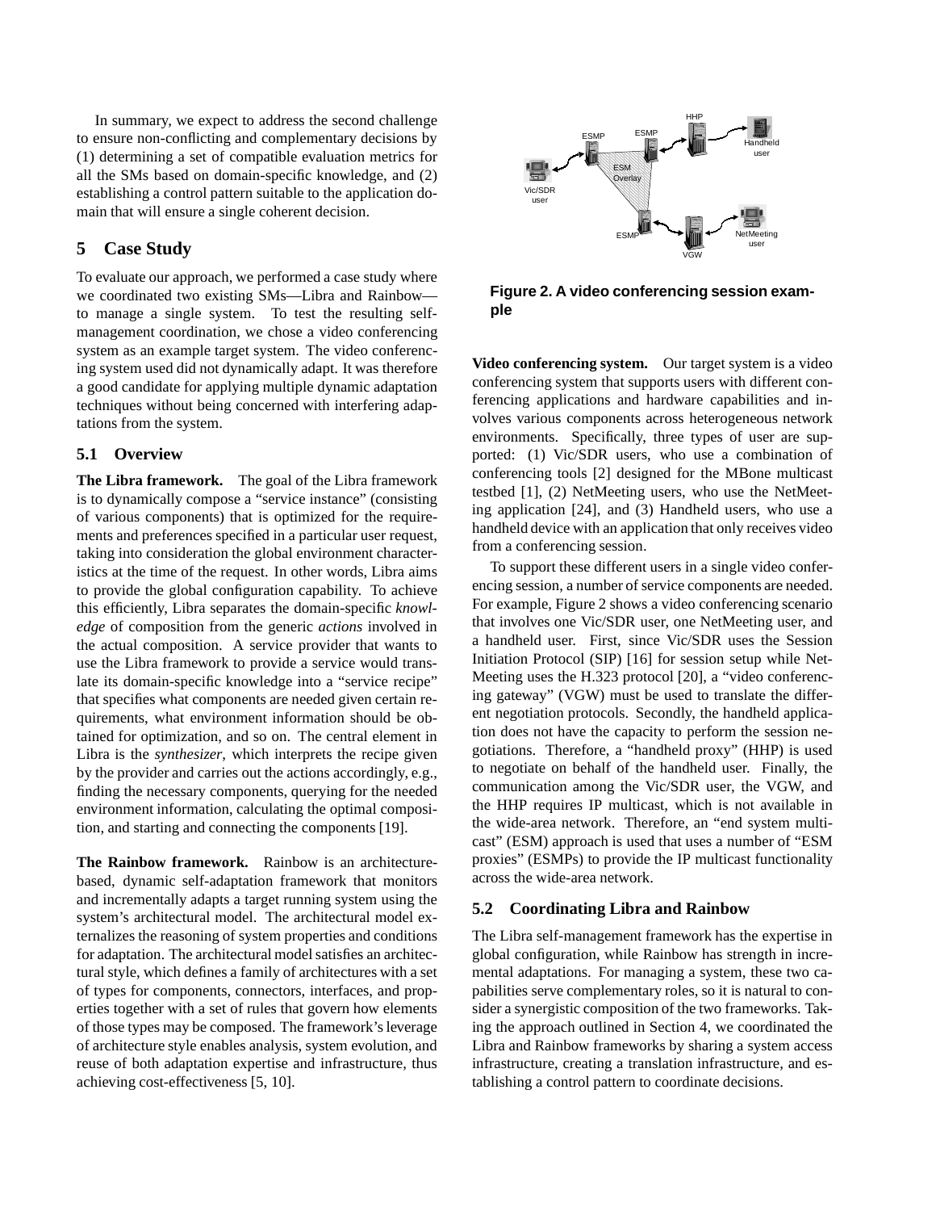In summary, we expect to address the second challenge to ensure non-conflicting and complementary decisions by (1) determining a set of compatible evaluation metrics for all the SMs based on domain-specific knowledge, and (2) establishing a control pattern suitable to the application domain that will ensure a single coherent decision.

## 5 Case Study

To evaluate our approach, we performed a case study where we coordinated two existing SMs—Libra and Rainbow—to manage a single system. To test the resulting self-management coordination, we chose a video conferencing system as an example target system. The video conferencing system used did not dynamically adapt. It was therefore a good candidate for applying multiple dynamic adaptation techniques without being concerned with interfering adaptations from the system.

### 5.1 Overview

**The Libra framework.** The goal of the Libra framework is to dynamically compose a "service instance" (consisting of various components) that is optimized for the requirements and preferences specified in a particular user request, taking into consideration the global environment characteristics at the time of the request. In other words, Libra aims to provide the global configuration capability. To achieve this efficiently, Libra separates the domain-specific *knowledge* of composition from the generic *actions* involved in the actual composition. A service provider that wants to use the Libra framework to provide a service would translate its domain-specific knowledge into a "service recipe" that specifies what components are needed given certain requirements, what environment information should be obtained for optimization, and so on. The central element in Libra is the *synthesizer*, which interprets the recipe given by the provider and carries out the actions accordingly, e.g., finding the necessary components, querying for the needed environment information, calculating the optimal composition, and starting and connecting the components [19].

**The Rainbow framework.** Rainbow is an architecture-based, dynamic self-adaptation framework that monitors and incrementally adapts a target running system using the system's architectural model. The architectural model externalizes the reasoning of system properties and conditions for adaptation. The architectural model satisfies an architectural style, which defines a family of architectures with a set of types for components, connectors, interfaces, and properties together with a set of rules that govern how elements of those types may be composed. The framework's leverage of architecture style enables analysis, system evolution, and reuse of both adaptation expertise and infrastructure, thus achieving cost-effectiveness [5, 10].

**Figure 2. A video conferencing session example**

**Video conferencing system.** Our target system is a video conferencing system that supports users with different conferencing applications and hardware capabilities and involves various components across heterogeneous network environments. Specifically, three types of user are supported: (1) Vic/SDR users, who use a combination of conferencing tools [2] designed for the MBone multicast testbed [1], (2) NetMeeting users, who use the NetMeeting application [24], and (3) Handheld users, who use a handheld device with an application that only receives video from a conferencing session.

To support these different users in a single video conferencing session, a number of service components are needed. For example, Figure 2 shows a video conferencing scenario that involves one Vic/SDR user, one NetMeeting user, and a handheld user. First, since Vic/SDR uses the Session Initiation Protocol (SIP) [16] for session setup while NetMeeting uses the H.323 protocol [20], a "video conferencing gateway" (VGW) must be used to translate the different negotiation protocols. Secondly, the handheld application does not have the capacity to perform the session negotiations. Therefore, a "handheld proxy" (HHP) is used to negotiate on behalf of the handheld user. Finally, the communication among the Vic/SDR user, the VGW, and the HHP requires IP multicast, which is not available in the wide-area network. Therefore, an "end system multicast" (ESM) approach is used that uses a number of "ESM proxies" (ESMPs) to provide the IP multicast functionality across the wide-area network.

### 5.2 Coordinating Libra and Rainbow

The Libra self-management framework has the expertise in global configuration, while Rainbow has strength in incremental adaptations. For managing a system, these two capabilities serve complementary roles, so it is natural to consider a synergistic composition of the two frameworks. Taking the approach outlined in Section 4, we coordinated the Libra and Rainbow frameworks by sharing a system access infrastructure, creating a translation infrastructure, and establishing a control pattern to coordinate decisions.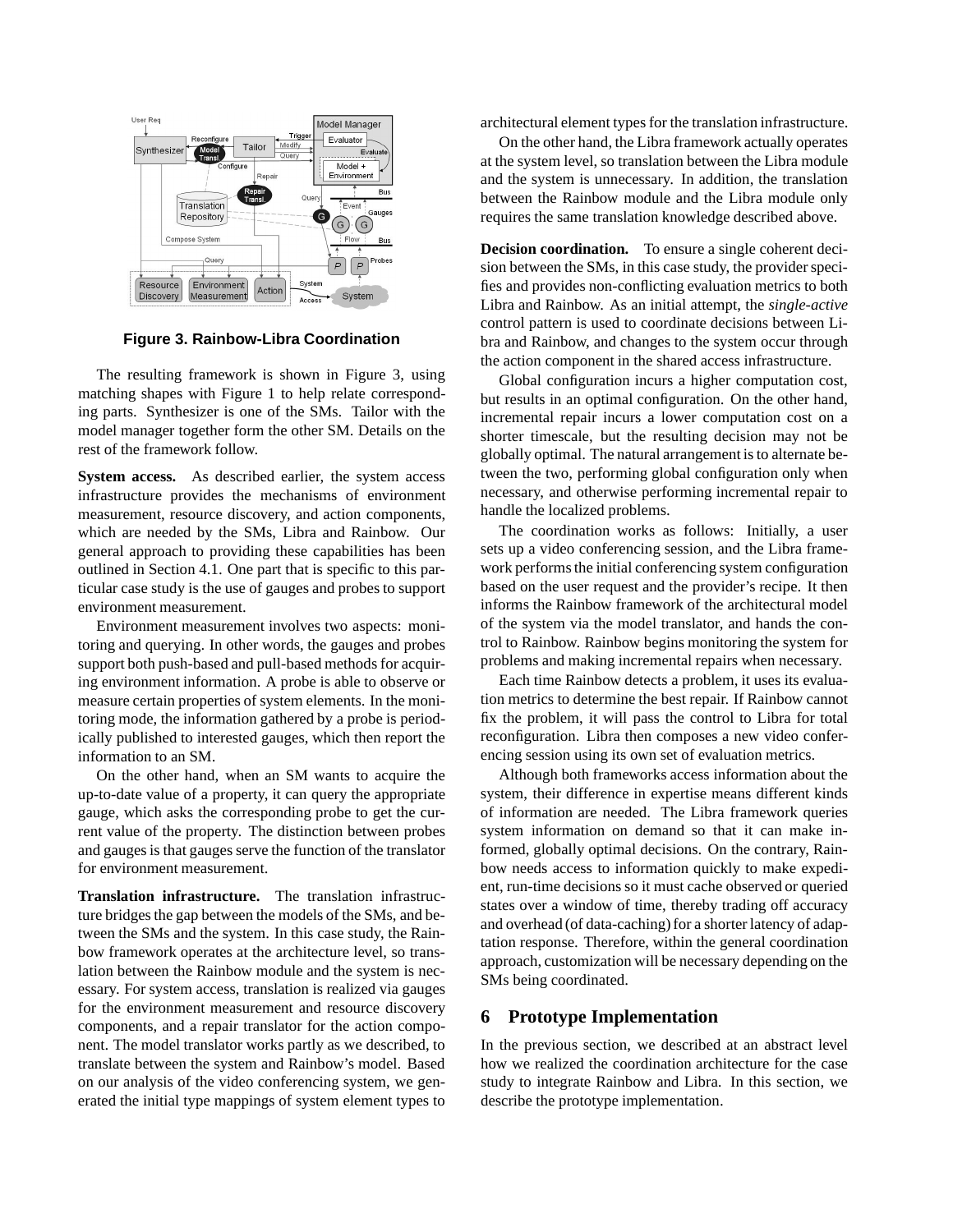Figure 3. Rainbow-Libra Coordination

The resulting framework is shown in Figure 3, using matching shapes with Figure 1 to help relate corresponding parts. Synthesizer is one of the SMs. Tailor with the model manager together form the other SM. Details on the rest of the framework follow.

**System access.** As described earlier, the system access infrastructure provides the mechanisms of environment measurement, resource discovery, and action components, which are needed by the SMs, Libra and Rainbow. Our general approach to providing these capabilities has been outlined in Section 4.1. One part that is specific to this particular case study is the use of gauges and probes to support environment measurement.

Environment measurement involves two aspects: monitoring and querying. In other words, the gauges and probes support both push-based and pull-based methods for acquiring environment information. A probe is able to observe or measure certain properties of system elements. In the monitoring mode, the information gathered by a probe is periodically published to interested gauges, which then report the information to an SM.

On the other hand, when an SM wants to acquire the up-to-date value of a property, it can query the appropriate gauge, which asks the corresponding probe to get the current value of the property. The distinction between probes and gauges is that gauges serve the function of the translator for environment measurement.

**Translation infrastructure.** The translation infrastructure bridges the gap between the models of the SMs, and between the SMs and the system. In this case study, the Rainbow framework operates at the architecture level, so translation between the Rainbow module and the system is necessary. For system access, translation is realized via gauges for the environment measurement and resource discovery components, and a repair translator for the action component. The model translator works partly as we described, to translate between the system and Rainbow's model. Based on our analysis of the video conferencing system, we generated the initial type mappings of system element types to architectural element types for the translation infrastructure.

On the other hand, the Libra framework actually operates at the system level, so translation between the Libra module and the system is unnecessary. In addition, the translation between the Rainbow module and the Libra module only requires the same translation knowledge described above.

**Decision coordination.** To ensure a single coherent decision between the SMs, in this case study, the provider specifies and provides non-conflicting evaluation metrics to both Libra and Rainbow. As an initial attempt, the *single-active* control pattern is used to coordinate decisions between Libra and Rainbow, and changes to the system occur through the action component in the shared access infrastructure.

Global configuration incurs a higher computation cost, but results in an optimal configuration. On the other hand, incremental repair incurs a lower computation cost on a shorter timescale, but the resulting decision may not be globally optimal. The natural arrangement is to alternate between the two, performing global configuration only when necessary, and otherwise performing incremental repair to handle the localized problems.

The coordination works as follows: Initially, a user sets up a video conferencing session, and the Libra framework performs the initial conferencing system configuration based on the user request and the provider's recipe. It then informs the Rainbow framework of the architectural model of the system via the model translator, and hands the control to Rainbow. Rainbow begins monitoring the system for problems and making incremental repairs when necessary.

Each time Rainbow detects a problem, it uses its evaluation metrics to determine the best repair. If Rainbow cannot fix the problem, it will pass the control to Libra for total reconfiguration. Libra then composes a new video conferencing session using its own set of evaluation metrics.

Although both frameworks access information about the system, their difference in expertise means different kinds of information are needed. The Libra framework queries system information on demand so that it can make informed, globally optimal decisions. On the contrary, Rainbow needs access to information quickly to make expedient, run-time decisions so it must cache observed or queried states over a window of time, thereby trading off accuracy and overhead (of data-caching) for a shorter latency of adaptation response. Therefore, within the general coordination approach, customization will be necessary depending on the SMs being coordinated.

## 6 Prototype Implementation

In the previous section, we described at an abstract level how we realized the coordination architecture for the case study to integrate Rainbow and Libra. In this section, we describe the prototype implementation.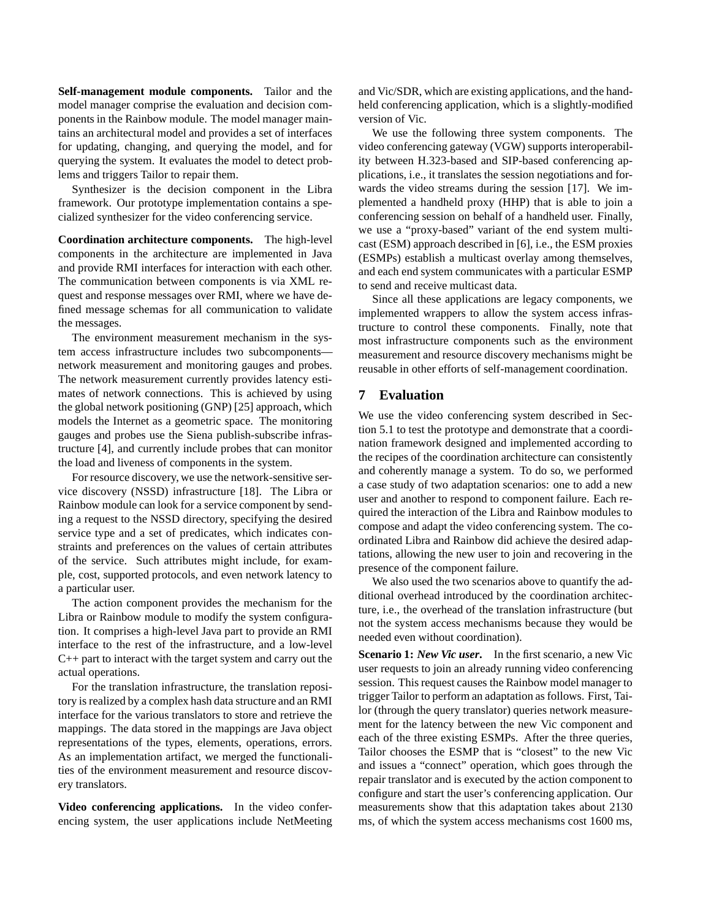**Self-management module components.** Tailor and the model manager comprise the evaluation and decision components in the Rainbow module. The model manager maintains an architectural model and provides a set of interfaces for updating, changing, and querying the model, and for querying the system. It evaluates the model to detect problems and triggers Tailor to repair them.

Synthesizer is the decision component in the Libra framework. Our prototype implementation contains a specialized synthesizer for the video conferencing service.

**Coordination architecture components.** The high-level components in the architecture are implemented in Java and provide RMI interfaces for interaction with each other. The communication between components is via XML request and response messages over RMI, where we have defined message schemas for all communication to validate the messages.

The environment measurement mechanism in the system access infrastructure includes two subcomponents—network measurement and monitoring gauges and probes. The network measurement currently provides latency estimates of network connections. This is achieved by using the global network positioning (GNP) [25] approach, which models the Internet as a geometric space. The monitoring gauges and probes use the Siena publish-subscribe infrastructure [4], and currently include probes that can monitor the load and liveness of components in the system.

For resource discovery, we use the network-sensitive service discovery (NSSD) infrastructure [18]. The Libra or Rainbow module can look for a service component by sending a request to the NSSD directory, specifying the desired service type and a set of predicates, which indicates constraints and preferences on the values of certain attributes of the service. Such attributes might include, for example, cost, supported protocols, and even network latency to a particular user.

The action component provides the mechanism for the Libra or Rainbow module to modify the system configuration. It comprises a high-level Java part to provide an RMI interface to the rest of the infrastructure, and a low-level C++ part to interact with the target system and carry out the actual operations.

For the translation infrastructure, the translation repository is realized by a complex hash data structure and an RMI interface for the various translators to store and retrieve the mappings. The data stored in the mappings are Java object representations of the types, elements, operations, errors. As an implementation artifact, we merged the functionalities of the environment measurement and resource discovery translators.

**Video conferencing applications.** In the video conferencing system, the user applications include NetMeeting and Vic/SDR, which are existing applications, and the handheld conferencing application, which is a slightly-modified version of Vic.

We use the following three system components. The video conferencing gateway (VGW) supports interoperability between H.323-based and SIP-based conferencing applications, i.e., it translates the session negotiations and forwards the video streams during the session [17]. We implemented a handheld proxy (HHP) that is able to join a conferencing session on behalf of a handheld user. Finally, we use a "proxy-based" variant of the end system multicast (ESM) approach described in [6], i.e., the ESM proxies (ESMPs) establish a multicast overlay among themselves, and each end system communicates with a particular ESMP to send and receive multicast data.

Since all these applications are legacy components, we implemented wrappers to allow the system access infrastructure to control these components. Finally, note that most infrastructure components such as the environment measurement and resource discovery mechanisms might be reusable in other efforts of self-management coordination.

## 7 Evaluation

We use the video conferencing system described in Section 5.1 to test the prototype and demonstrate that a coordination framework designed and implemented according to the recipes of the coordination architecture can consistently and coherently manage a system. To do so, we performed a case study of two adaptation scenarios: one to add a new user and another to respond to component failure. Each required the interaction of the Libra and Rainbow modules to compose and adapt the video conferencing system. The coordinated Libra and Rainbow did achieve the desired adaptations, allowing the new user to join and recovering in the presence of the component failure.

We also used the two scenarios above to quantify the additional overhead introduced by the coordination architecture, i.e., the overhead of the translation infrastructure (but not the system access mechanisms because they would be needed even without coordination).

**Scenario 1:** ***New Vic user.*** In the first scenario, a new Vic user requests to join an already running video conferencing session. This request causes the Rainbow model manager to trigger Tailor to perform an adaptation as follows. First, Tailor (through the query translator) queries network measurement for the latency between the new Vic component and each of the three existing ESMPs. After the three queries, Tailor chooses the ESMP that is "closest" to the new Vic and issues a "connect" operation, which goes through the repair translator and is executed by the action component to configure and start the user's conferencing application. Our measurements show that this adaptation takes about 2130 ms, of which the system access mechanisms cost 1600 ms,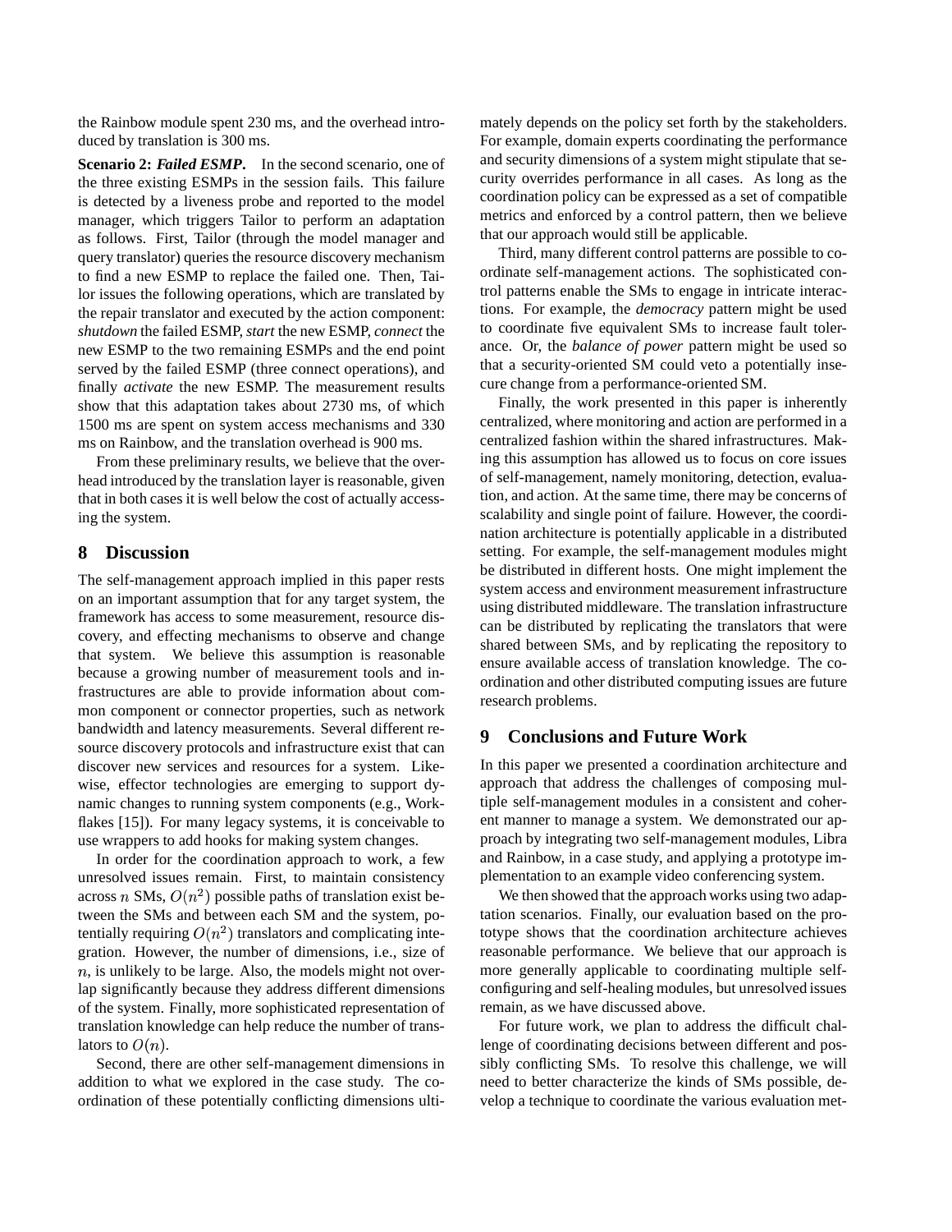the Rainbow module spent 230 ms, and the overhead introduced by translation is 300 ms.

**Scenario 2:** ***Failed ESMP*****.** In the second scenario, one of the three existing ESMPs in the session fails. This failure is detected by a liveness probe and reported to the model manager, which triggers Tailor to perform an adaptation as follows. First, Tailor (through the model manager and query translator) queries the resource discovery mechanism to find a new ESMP to replace the failed one. Then, Tailor issues the following operations, which are translated by the repair translator and executed by the action component: *shutdown* the failed ESMP, *start* the new ESMP, *connect* the new ESMP to the two remaining ESMPs and the end point served by the failed ESMP (three connect operations), and finally *activate* the new ESMP. The measurement results show that this adaptation takes about 2730 ms, of which 1500 ms are spent on system access mechanisms and 330 ms on Rainbow, and the translation overhead is 900 ms.

From these preliminary results, we believe that the overhead introduced by the translation layer is reasonable, given that in both cases it is well below the cost of actually accessing the system.

## 8 Discussion

The self-management approach implied in this paper rests on an important assumption that for any target system, the framework has access to some measurement, resource discovery, and effecting mechanisms to observe and change that system. We believe this assumption is reasonable because a growing number of measurement tools and infrastructures are able to provide information about common component or connector properties, such as network bandwidth and latency measurements. Several different resource discovery protocols and infrastructure exist that can discover new services and resources for a system. Likewise, effector technologies are emerging to support dynamic changes to running system components (e.g., Workflakes [15]). For many legacy systems, it is conceivable to use wrappers to add hooks for making system changes.

In order for the coordination approach to work, a few unresolved issues remain. First, to maintain consistency across $n$ SMs, $O(n^2)$ possible paths of translation exist between the SMs and between each SM and the system, potentially requiring $O(n^2)$ translators and complicating integration. However, the number of dimensions, i.e., size of $n$, is unlikely to be large. Also, the models might not overlap significantly because they address different dimensions of the system. Finally, more sophisticated representation of translation knowledge can help reduce the number of translators to $O(n)$.

Second, there are other self-management dimensions in addition to what we explored in the case study. The coordination of these potentially conflicting dimensions ultimately depends on the policy set forth by the stakeholders. For example, domain experts coordinating the performance and security dimensions of a system might stipulate that security overrides performance in all cases. As long as the coordination policy can be expressed as a set of compatible metrics and enforced by a control pattern, then we believe that our approach would still be applicable.

Third, many different control patterns are possible to coordinate self-management actions. The sophisticated control patterns enable the SMs to engage in intricate interactions. For example, the *democracy* pattern might be used to coordinate five equivalent SMs to increase fault tolerance. Or, the *balance of power* pattern might be used so that a security-oriented SM could veto a potentially insecure change from a performance-oriented SM.

Finally, the work presented in this paper is inherently centralized, where monitoring and action are performed in a centralized fashion within the shared infrastructures. Making this assumption has allowed us to focus on core issues of self-management, namely monitoring, detection, evaluation, and action. At the same time, there may be concerns of scalability and single point of failure. However, the coordination architecture is potentially applicable in a distributed setting. For example, the self-management modules might be distributed in different hosts. One might implement the system access and environment measurement infrastructure using distributed middleware. The translation infrastructure can be distributed by replicating the translators that were shared between SMs, and by replicating the repository to ensure available access of translation knowledge. The coordination and other distributed computing issues are future research problems.

## 9 Conclusions and Future Work

In this paper we presented a coordination architecture and approach that address the challenges of composing multiple self-management modules in a consistent and coherent manner to manage a system. We demonstrated our approach by integrating two self-management modules, Libra and Rainbow, in a case study, and applying a prototype implementation to an example video conferencing system.

We then showed that the approach works using two adaptation scenarios. Finally, our evaluation based on the prototype shows that the coordination architecture achieves reasonable performance. We believe that our approach is more generally applicable to coordinating multiple self-configuring and self-healing modules, but unresolved issues remain, as we have discussed above.

For future work, we plan to address the difficult challenge of coordinating decisions between different and possibly conflicting SMs. To resolve this challenge, we will need to better characterize the kinds of SMs possible, develop a technique to coordinate the various evaluation met-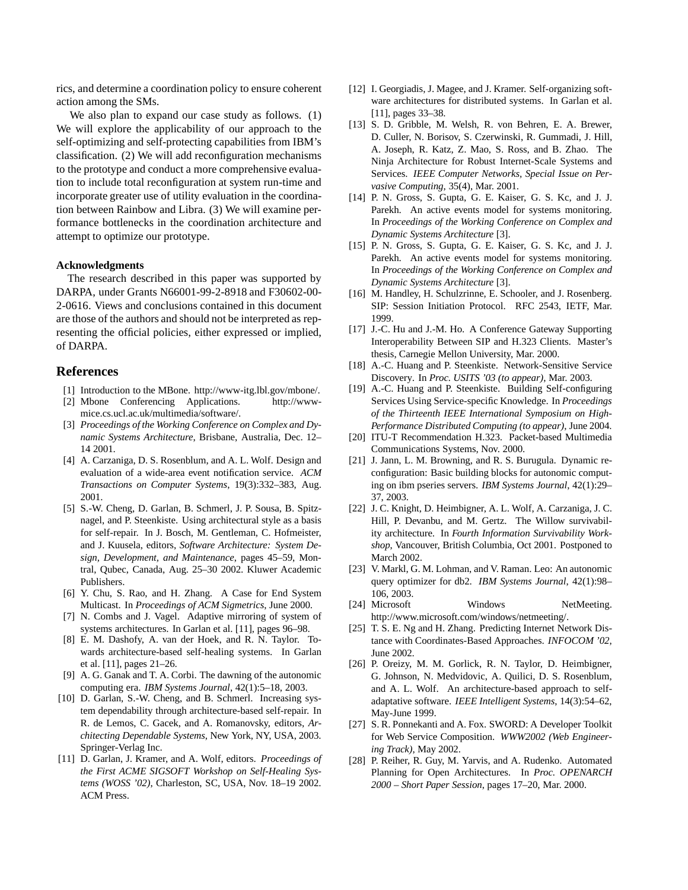rics, and determine a coordination policy to ensure coherent action among the SMs.

We also plan to expand our case study as follows. (1) We will explore the applicability of our approach to the self-optimizing and self-protecting capabilities from IBM's classification. (2) We will add reconfiguration mechanisms to the prototype and conduct a more comprehensive evaluation to include total reconfiguration at system run-time and incorporate greater use of utility evaluation in the coordination between Rainbow and Libra. (3) We will examine performance bottlenecks in the coordination architecture and attempt to optimize our prototype.

**Acknowledgments**

The research described in this paper was supported by DARPA, under Grants N66001-99-2-8918 and F30602-00-2-0616. Views and conclusions contained in this document are those of the authors and should not be interpreted as representing the official policies, either expressed or implied, of DARPA.

## References

[1] Introduction to the MBone. http://www-itg.lbl.gov/mbone/.

[2] Mbone Conferencing Applications. http://www-mice.cs.ucl.ac.uk/multimedia/software/.

[3] *Proceedings of the Working Conference on Complex and Dynamic Systems Architecture*, Brisbane, Australia, Dec. 12–14 2001.

[4] A. Carzaniga, D. S. Rosenblum, and A. L. Wolf. Design and evaluation of a wide-area event notification service. *ACM Transactions on Computer Systems*, 19(3):332–383, Aug. 2001.

[5] S.-W. Cheng, D. Garlan, B. Schmerl, J. P. Sousa, B. Spitznagel, and P. Steenkiste. Using architectural style as a basis for self-repair. In J. Bosch, M. Gentleman, C. Hofmeister, and J. Kuusela, editors, *Software Architecture: System Design, Development, and Maintenance*, pages 45–59, Montral, Qubec, Canada, Aug. 25–30 2002. Kluwer Academic Publishers.

[6] Y. Chu, S. Rao, and H. Zhang. A Case for End System Multicast. In *Proceedings of ACM Sigmetrics*, June 2000.

[7] N. Combs and J. Vagel. Adaptive mirroring of system of systems architectures. In Garlan et al. [11], pages 96–98.

[8] E. M. Dashofy, A. van der Hoek, and R. N. Taylor. Towards architecture-based self-healing systems. In Garlan et al. [11], pages 21–26.

[9] A. G. Ganak and T. A. Corbi. The dawning of the autonomic computing era. *IBM Systems Journal*, 42(1):5–18, 2003.

[10] D. Garlan, S.-W. Cheng, and B. Schmerl. Increasing system dependability through architecture-based self-repair. In R. de Lemos, C. Gacek, and A. Romanovsky, editors, *Architecting Dependable Systems*, New York, NY, USA, 2003. Springer-Verlag Inc.

[11] D. Garlan, J. Kramer, and A. Wolf, editors. *Proceedings of the First ACME SIGSOFT Workshop on Self-Healing Systems (WOSS '02)*, Charleston, SC, USA, Nov. 18–19 2002. ACM Press.

[12] I. Georgiadis, J. Magee, and J. Kramer. Self-organizing software architectures for distributed systems. In Garlan et al. [11], pages 33–38.

[13] S. D. Gribble, M. Welsh, R. von Behren, E. A. Brewer, D. Culler, N. Borisov, S. Czerwinski, R. Gummadi, J. Hill, A. Joseph, R. Katz, Z. Mao, S. Ross, and B. Zhao. The Ninja Architecture for Robust Internet-Scale Systems and Services. *IEEE Computer Networks, Special Issue on Pervasive Computing*, 35(4), Mar. 2001.

[14] P. N. Gross, S. Gupta, G. E. Kaiser, G. S. Kc, and J. J. Parekh. An active events model for systems monitoring. In *Proceedings of the Working Conference on Complex and Dynamic Systems Architecture* [3].

[15] P. N. Gross, S. Gupta, G. E. Kaiser, G. S. Kc, and J. J. Parekh. An active events model for systems monitoring. In *Proceedings of the Working Conference on Complex and Dynamic Systems Architecture* [3].

[16] M. Handley, H. Schulzrinne, E. Schooler, and J. Rosenberg. SIP: Session Initiation Protocol. RFC 2543, IETF, Mar. 1999.

[17] J.-C. Hu and J.-M. Ho. A Conference Gateway Supporting Interoperability Between SIP and H.323 Clients. Master's thesis, Carnegie Mellon University, Mar. 2000.

[18] A.-C. Huang and P. Steenkiste. Network-Sensitive Service Discovery. In *Proc. USITS '03 (to appear)*, Mar. 2003.

[19] A.-C. Huang and P. Steenkiste. Building Self-configuring Services Using Service-specific Knowledge. In *Proceedings of the Thirteenth IEEE International Symposium on High-Performance Distributed Computing (to appear)*, June 2004.

[20] ITU-T Recommendation H.323. Packet-based Multimedia Communications Systems, Nov. 2000.

[21] J. Jann, L. M. Browning, and R. S. Burugula. Dynamic reconfiguration: Basic building blocks for autonomic computing on ibm pseries servers. *IBM Systems Journal*, 42(1):29–37, 2003.

[22] J. C. Knight, D. Heimbigner, A. L. Wolf, A. Carzaniga, J. C. Hill, P. Devanbu, and M. Gertz. The Willow survivability architecture. In *Fourth Information Survivability Workshop*, Vancouver, British Columbia, Oct 2001. Postponed to March 2002.

[23] V. Markl, G. M. Lohman, and V. Raman. Leo: An autonomic query optimizer for db2. *IBM Systems Journal*, 42(1):98–106, 2003.

[24] Microsoft Windows NetMeeting. http://www.microsoft.com/windows/netmeeting/.

[25] T. S. E. Ng and H. Zhang. Predicting Internet Network Distance with Coordinates-Based Approaches. *INFOCOM '02*, June 2002.

[26] P. Oreizy, M. M. Gorlick, R. N. Taylor, D. Heimbigner, G. Johnson, N. Medvidovic, A. Quilici, D. S. Rosenblum, and A. L. Wolf. An architecture-based approach to self-adaptive software. *IEEE Intelligent Systems*, 14(3):54–62, May-June 1999.

[27] S. R. Ponnekanti and A. Fox. SWORD: A Developer Toolkit for Web Service Composition. *WWW2002 (Web Engineering Track)*, May 2002.

[28] P. Reiher, R. Guy, M. Yarvis, and A. Rudenko. Automated Planning for Open Architectures. In *Proc. OPENARCH 2000 – Short Paper Session*, pages 17–20, Mar. 2000.